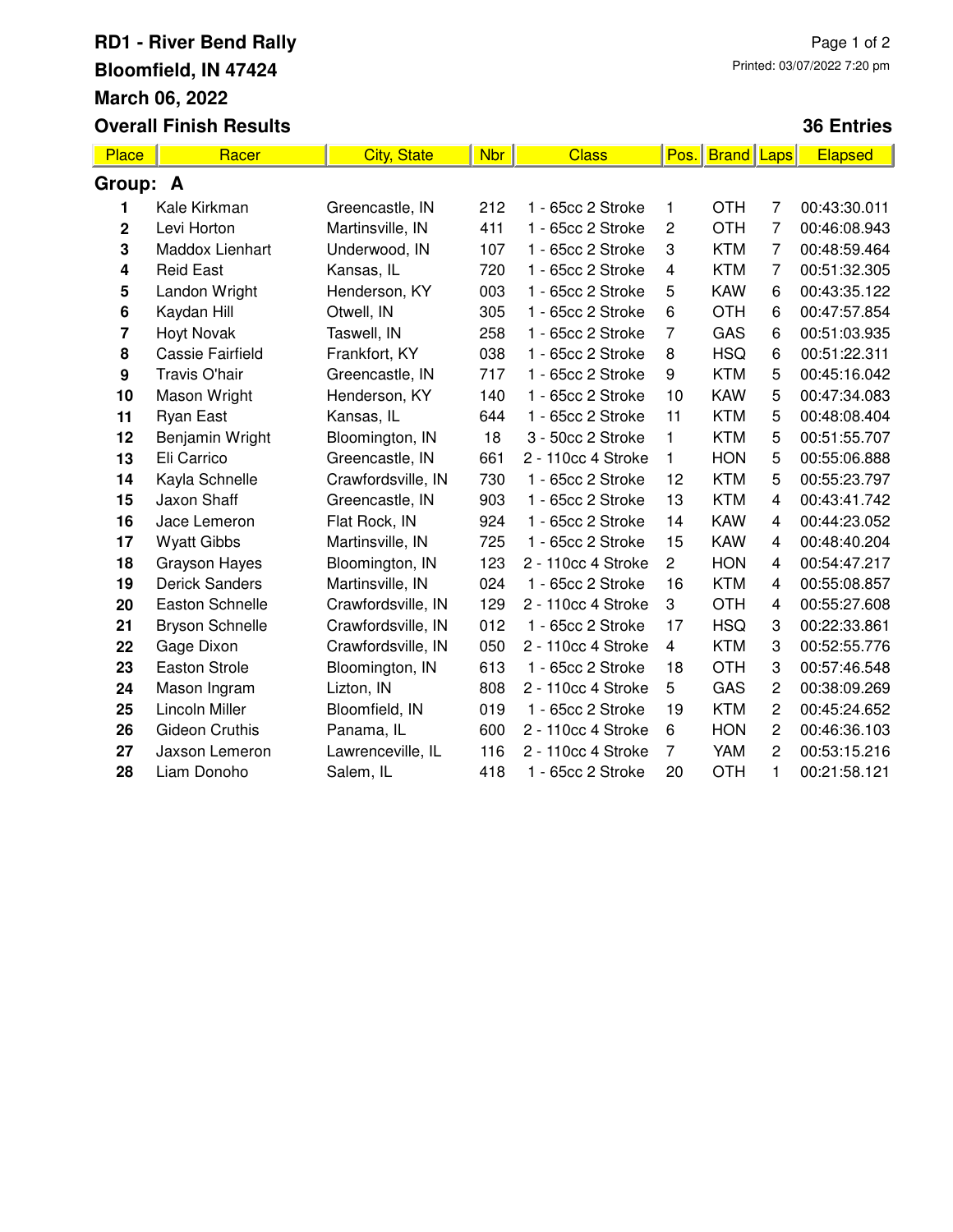# RD1 - River Bend Rally

**Bloomfield, IN 47424**

**March 06, 2022**

**Overall Finish Results**

Printed: 03/07/2022 7:20 pm

**36 Entries**

| Place | Racer | City, State | Nbr | Class | Pos. | Brand | Laps | Elapsed |
|---|---|---|---|---|---|---|---|---|
| **Group: A** | | | | | | | | |
| **1** | Kale Kirkman | Greencastle, IN | 212 | 1 - 65cc 2 Stroke | 1 | OTH | 7 | 00:43:30.011 |
| **2** | Levi Horton | Martinsville, IN | 411 | 1 - 65cc 2 Stroke | 2 | OTH | 7 | 00:46:08.943 |
| **3** | Maddox Lienhart | Underwood, IN | 107 | 1 - 65cc 2 Stroke | 3 | KTM | 7 | 00:48:59.464 |
| **4** | Reid East | Kansas, IL | 720 | 1 - 65cc 2 Stroke | 4 | KTM | 7 | 00:51:32.305 |
| **5** | Landon Wright | Henderson, KY | 003 | 1 - 65cc 2 Stroke | 5 | KAW | 6 | 00:43:35.122 |
| **6** | Kaydan Hill | Otwell, IN | 305 | 1 - 65cc 2 Stroke | 6 | OTH | 6 | 00:47:57.854 |
| **7** | Hoyt Novak | Taswell, IN | 258 | 1 - 65cc 2 Stroke | 7 | GAS | 6 | 00:51:03.935 |
| **8** | Cassie Fairfield | Frankfort, KY | 038 | 1 - 65cc 2 Stroke | 8 | HSQ | 6 | 00:51:22.311 |
| **9** | Travis O'hair | Greencastle, IN | 717 | 1 - 65cc 2 Stroke | 9 | KTM | 5 | 00:45:16.042 |
| **10** | Mason Wright | Henderson, KY | 140 | 1 - 65cc 2 Stroke | 10 | KAW | 5 | 00:47:34.083 |
| **11** | Ryan East | Kansas, IL | 644 | 1 - 65cc 2 Stroke | 11 | KTM | 5 | 00:48:08.404 |
| **12** | Benjamin Wright | Bloomington, IN | 18 | 3 - 50cc 2 Stroke | 1 | KTM | 5 | 00:51:55.707 |
| **13** | Eli Carrico | Greencastle, IN | 661 | 2 - 110cc 4 Stroke | 1 | HON | 5 | 00:55:06.888 |
| **14** | Kayla Schnelle | Crawfordsville, IN | 730 | 1 - 65cc 2 Stroke | 12 | KTM | 5 | 00:55:23.797 |
| **15** | Jaxon Shaff | Greencastle, IN | 903 | 1 - 65cc 2 Stroke | 13 | KTM | 4 | 00:43:41.742 |
| **16** | Jace Lemeron | Flat Rock, IN | 924 | 1 - 65cc 2 Stroke | 14 | KAW | 4 | 00:44:23.052 |
| **17** | Wyatt Gibbs | Martinsville, IN | 725 | 1 - 65cc 2 Stroke | 15 | KAW | 4 | 00:48:40.204 |
| **18** | Grayson Hayes | Bloomington, IN | 123 | 2 - 110cc 4 Stroke | 2 | HON | 4 | 00:54:47.217 |
| **19** | Derick Sanders | Martinsville, IN | 024 | 1 - 65cc 2 Stroke | 16 | KTM | 4 | 00:55:08.857 |
| **20** | Easton Schnelle | Crawfordsville, IN | 129 | 2 - 110cc 4 Stroke | 3 | OTH | 4 | 00:55:27.608 |
| **21** | Bryson Schnelle | Crawfordsville, IN | 012 | 1 - 65cc 2 Stroke | 17 | HSQ | 3 | 00:22:33.861 |
| **22** | Gage Dixon | Crawfordsville, IN | 050 | 2 - 110cc 4 Stroke | 4 | KTM | 3 | 00:52:55.776 |
| **23** | Easton Strole | Bloomington, IN | 613 | 1 - 65cc 2 Stroke | 18 | OTH | 3 | 00:57:46.548 |
| **24** | Mason Ingram | Lizton, IN | 808 | 2 - 110cc 4 Stroke | 5 | GAS | 2 | 00:38:09.269 |
| **25** | Lincoln Miller | Bloomfield, IN | 019 | 1 - 65cc 2 Stroke | 19 | KTM | 2 | 00:45:24.652 |
| **26** | Gideon Cruthis | Panama, IL | 600 | 2 - 110cc 4 Stroke | 6 | HON | 2 | 00:46:36.103 |
| **27** | Jaxson Lemeron | Lawrenceville, IL | 116 | 2 - 110cc 4 Stroke | 7 | YAM | 2 | 00:53:15.216 |
| **28** | Liam Donoho | Salem, IL | 418 | 1 - 65cc 2 Stroke | 20 | OTH | 1 | 00:21:58.121 |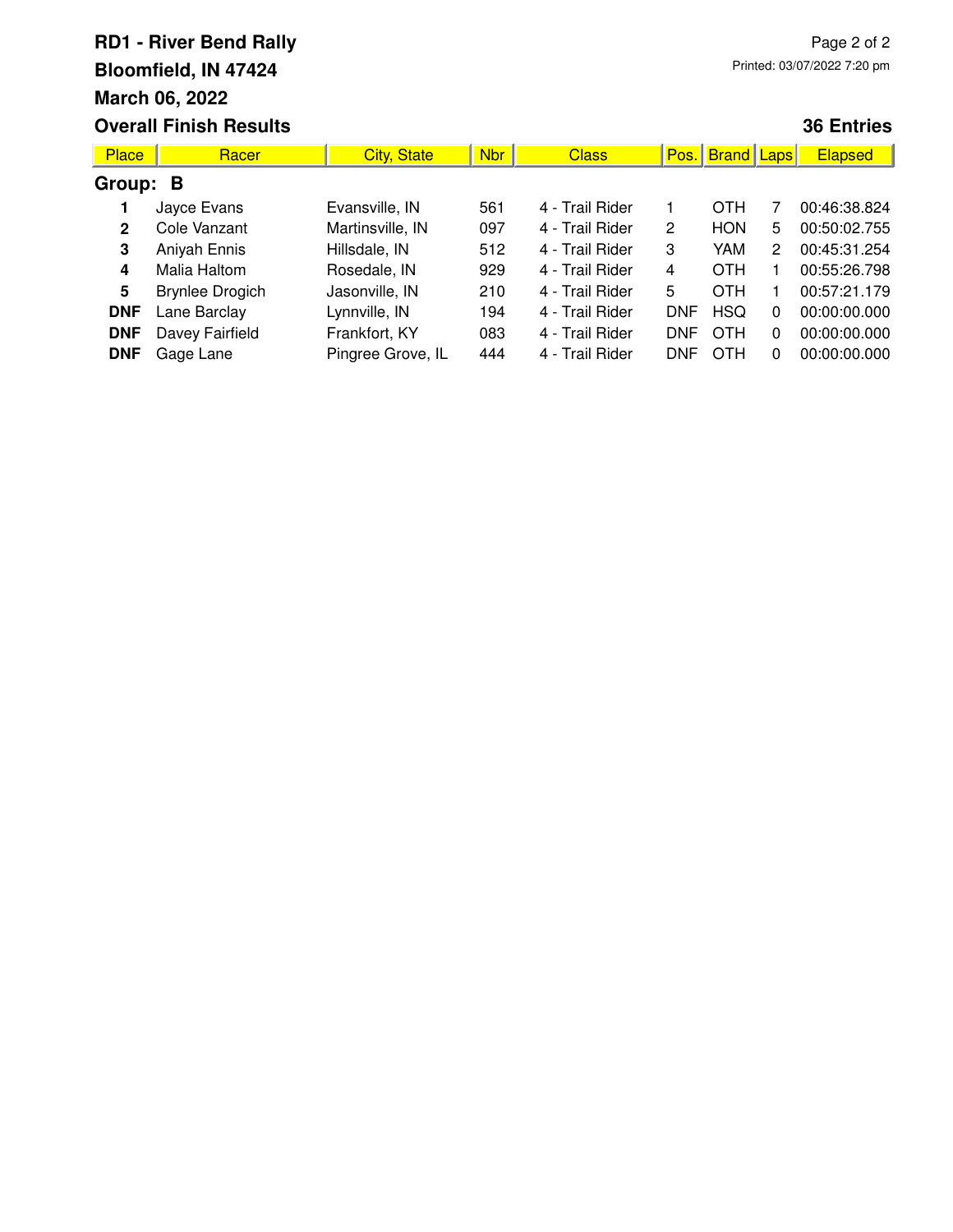**RD1 - River Bend Rally**

**Bloomfield, IN 47424**

**March 06, 2022**

**Overall Finish Results**

Printed: 03/07/2022 7:20 pm

**36 Entries**

| Place | Racer | City, State | Nbr | Class | Pos. | Brand | Laps | Elapsed |
|---|---|---|---|---|---|---|---|---|
| **Group: B** | | | | | | | | |
| **1** | Jayce Evans | Evansville, IN | 561 | 4 - Trail Rider | 1 | OTH | 7 | 00:46:38.824 |
| **2** | Cole Vanzant | Martinsville, IN | 097 | 4 - Trail Rider | 2 | HON | 5 | 00:50:02.755 |
| **3** | Aniyah Ennis | Hillsdale, IN | 512 | 4 - Trail Rider | 3 | YAM | 2 | 00:45:31.254 |
| **4** | Malia Haltom | Rosedale, IN | 929 | 4 - Trail Rider | 4 | OTH | 1 | 00:55:26.798 |
| **5** | Brynlee Drogich | Jasonville, IN | 210 | 4 - Trail Rider | 5 | OTH | 1 | 00:57:21.179 |
| **DNF** | Lane Barclay | Lynnville, IN | 194 | 4 - Trail Rider | DNF | HSQ | 0 | 00:00:00.000 |
| **DNF** | Davey Fairfield | Frankfort, KY | 083 | 4 - Trail Rider | DNF | OTH | 0 | 00:00:00.000 |
| **DNF** | Gage Lane | Pingree Grove, IL | 444 | 4 - Trail Rider | DNF | OTH | 0 | 00:00:00.000 |